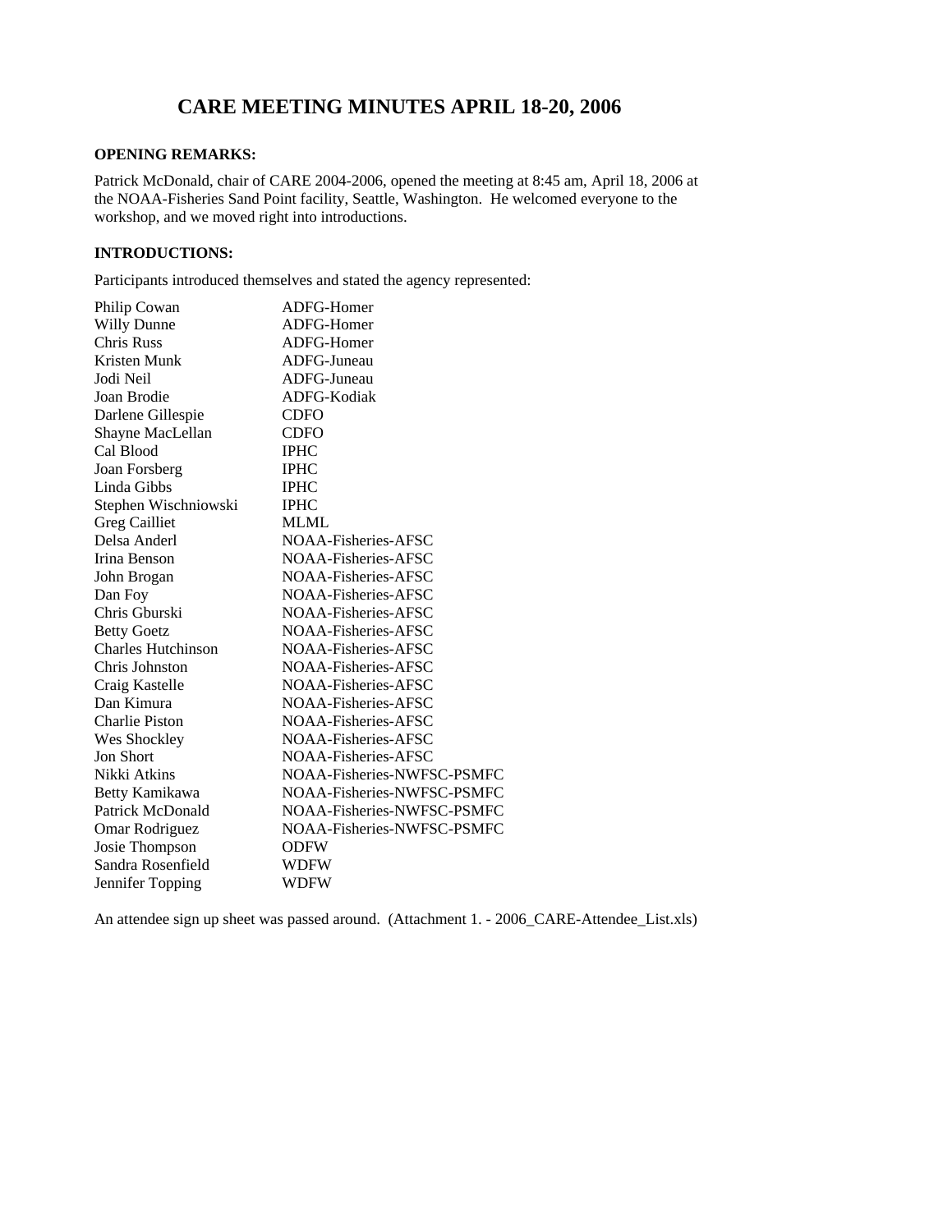# CARE MEETING MINUTES APRIL 18-20, 2006

**OPENING REMARKS:**

Patrick McDonald, chair of CARE 2004-2006, opened the meeting at 8:45 am, April 18, 2006 at the NOAA-Fisheries Sand Point facility, Seattle, Washington. He welcomed everyone to the workshop, and we moved right into introductions.

**INTRODUCTIONS:**

Participants introduced themselves and stated the agency represented:

| | |
|---|---|
| Philip Cowan | ADFG-Homer |
| Willy Dunne | ADFG-Homer |
| Chris Russ | ADFG-Homer |
| Kristen Munk | ADFG-Juneau |
| Jodi Neil | ADFG-Juneau |
| Joan Brodie | ADFG-Kodiak |
| Darlene Gillespie | CDFO |
| Shayne MacLellan | CDFO |
| Cal Blood | IPHC |
| Joan Forsberg | IPHC |
| Linda Gibbs | IPHC |
| Stephen Wischniowski | IPHC |
| Greg Cailliet | MLML |
| Delsa Anderl | NOAA-Fisheries-AFSC |
| Irina Benson | NOAA-Fisheries-AFSC |
| John Brogan | NOAA-Fisheries-AFSC |
| Dan Foy | NOAA-Fisheries-AFSC |
| Chris Gburski | NOAA-Fisheries-AFSC |
| Betty Goetz | NOAA-Fisheries-AFSC |
| Charles Hutchinson | NOAA-Fisheries-AFSC |
| Chris Johnston | NOAA-Fisheries-AFSC |
| Craig Kastelle | NOAA-Fisheries-AFSC |
| Dan Kimura | NOAA-Fisheries-AFSC |
| Charlie Piston | NOAA-Fisheries-AFSC |
| Wes Shockley | NOAA-Fisheries-AFSC |
| Jon Short | NOAA-Fisheries-AFSC |
| Nikki Atkins | NOAA-Fisheries-NWFSC-PSMFC |
| Betty Kamikawa | NOAA-Fisheries-NWFSC-PSMFC |
| Patrick McDonald | NOAA-Fisheries-NWFSC-PSMFC |
| Omar Rodriguez | NOAA-Fisheries-NWFSC-PSMFC |
| Josie Thompson | ODFW |
| Sandra Rosenfield | WDFW |
| Jennifer Topping | WDFW |

An attendee sign up sheet was passed around. (Attachment 1. - 2006_CARE-Attendee_List.xls)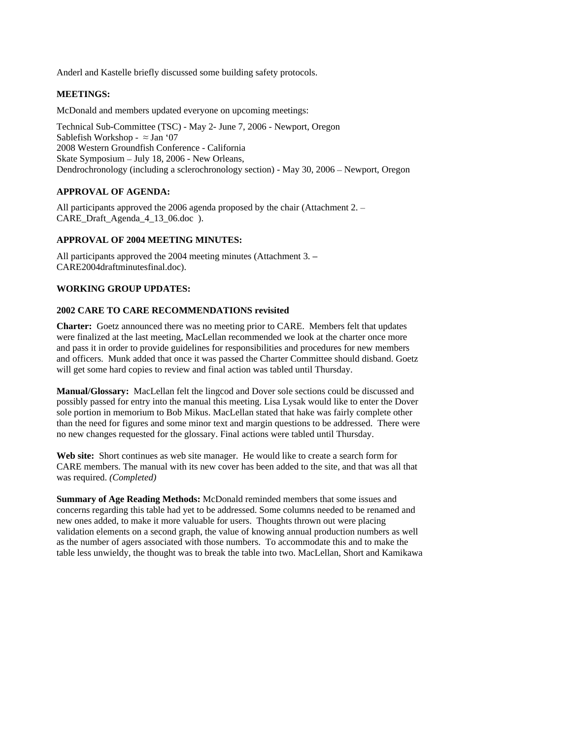Anderl and Kastelle briefly discussed some building safety protocols.

**MEETINGS:**

McDonald and members updated everyone on upcoming meetings:

Technical Sub-Committee (TSC) - May 2- June 7, 2006 - Newport, Oregon
Sablefish Workshop - ≈ Jan '07
2008 Western Groundfish Conference - California
Skate Symposium – July 18, 2006 - New Orleans,
Dendrochronology (including a sclerochronology section) - May 30, 2006 – Newport, Oregon

**APPROVAL OF AGENDA:**

All participants approved the 2006 agenda proposed by the chair (Attachment 2. – CARE_Draft_Agenda_4_13_06.doc ).

**APPROVAL OF 2004 MEETING MINUTES:**

All participants approved the 2004 meeting minutes (Attachment 3. – CARE2004draftminutesfinal.doc).

**WORKING GROUP UPDATES:**

**2002 CARE TO CARE RECOMMENDATIONS revisited**

**Charter:** Goetz announced there was no meeting prior to CARE. Members felt that updates were finalized at the last meeting, MacLellan recommended we look at the charter once more and pass it in order to provide guidelines for responsibilities and procedures for new members and officers. Munk added that once it was passed the Charter Committee should disband. Goetz will get some hard copies to review and final action was tabled until Thursday.

**Manual/Glossary:** MacLellan felt the lingcod and Dover sole sections could be discussed and possibly passed for entry into the manual this meeting. Lisa Lysak would like to enter the Dover sole portion in memorium to Bob Mikus. MacLellan stated that hake was fairly complete other than the need for figures and some minor text and margin questions to be addressed. There were no new changes requested for the glossary. Final actions were tabled until Thursday.

**Web site:** Short continues as web site manager. He would like to create a search form for CARE members. The manual with its new cover has been added to the site, and that was all that was required. *(Completed)*

**Summary of Age Reading Methods:** McDonald reminded members that some issues and concerns regarding this table had yet to be addressed. Some columns needed to be renamed and new ones added, to make it more valuable for users. Thoughts thrown out were placing validation elements on a second graph, the value of knowing annual production numbers as well as the number of agers associated with those numbers. To accommodate this and to make the table less unwieldy, the thought was to break the table into two. MacLellan, Short and Kamikawa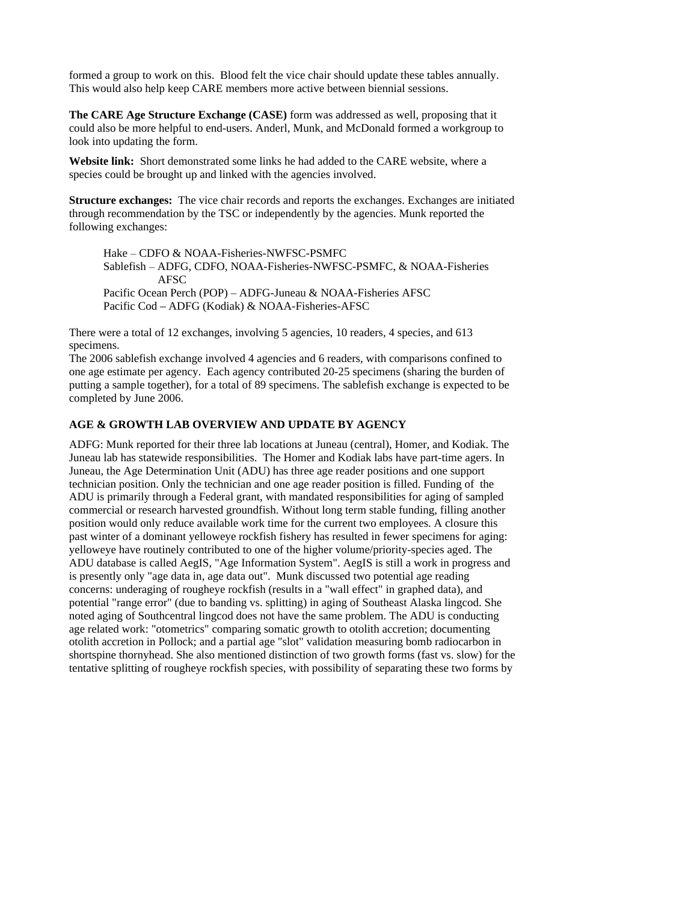formed a group to work on this. Blood felt the vice chair should update these tables annually. This would also help keep CARE members more active between biennial sessions.

**The CARE Age Structure Exchange (CASE)** form was addressed as well, proposing that it could also be more helpful to end-users. Anderl, Munk, and McDonald formed a workgroup to look into updating the form.

**Website link:** Short demonstrated some links he had added to the CARE website, where a species could be brought up and linked with the agencies involved.

**Structure exchanges:** The vice chair records and reports the exchanges. Exchanges are initiated through recommendation by the TSC or independently by the agencies. Munk reported the following exchanges:

> Hake – CDFO & NOAA-Fisheries-NWFSC-PSMFC
> Sablefish – ADFG, CDFO, NOAA-Fisheries-NWFSC-PSMFC, & NOAA-Fisheries AFSC
> Pacific Ocean Perch (POP) – ADFG-Juneau & NOAA-Fisheries AFSC
> Pacific Cod – ADFG (Kodiak) & NOAA-Fisheries-AFSC

There were a total of 12 exchanges, involving 5 agencies, 10 readers, 4 species, and 613 specimens.
The 2006 sablefish exchange involved 4 agencies and 6 readers, with comparisons confined to one age estimate per agency. Each agency contributed 20-25 specimens (sharing the burden of putting a sample together), for a total of 89 specimens. The sablefish exchange is expected to be completed by June 2006.

## AGE & GROWTH LAB OVERVIEW AND UPDATE BY AGENCY

ADFG: Munk reported for their three lab locations at Juneau (central), Homer, and Kodiak. The Juneau lab has statewide responsibilities. The Homer and Kodiak labs have part-time agers. In Juneau, the Age Determination Unit (ADU) has three age reader positions and one support technician position. Only the technician and one age reader position is filled. Funding of the ADU is primarily through a Federal grant, with mandated responsibilities for aging of sampled commercial or research harvested groundfish. Without long term stable funding, filling another position would only reduce available work time for the current two employees. A closure this past winter of a dominant yelloweye rockfish fishery has resulted in fewer specimens for aging: yelloweye have routinely contributed to one of the higher volume/priority-species aged. The ADU database is called AegIS, "Age Information System". AegIS is still a work in progress and is presently only "age data in, age data out". Munk discussed two potential age reading concerns: underaging of rougheye rockfish (results in a "wall effect" in graphed data), and potential "range error" (due to banding vs. splitting) in aging of Southeast Alaska lingcod. She noted aging of Southcentral lingcod does not have the same problem. The ADU is conducting age related work: "otometrics" comparing somatic growth to otolith accretion; documenting otolith accretion in Pollock; and a partial age "slot" validation measuring bomb radiocarbon in shortspine thornyhead. She also mentioned distinction of two growth forms (fast vs. slow) for the tentative splitting of rougheye rockfish species, with possibility of separating these two forms by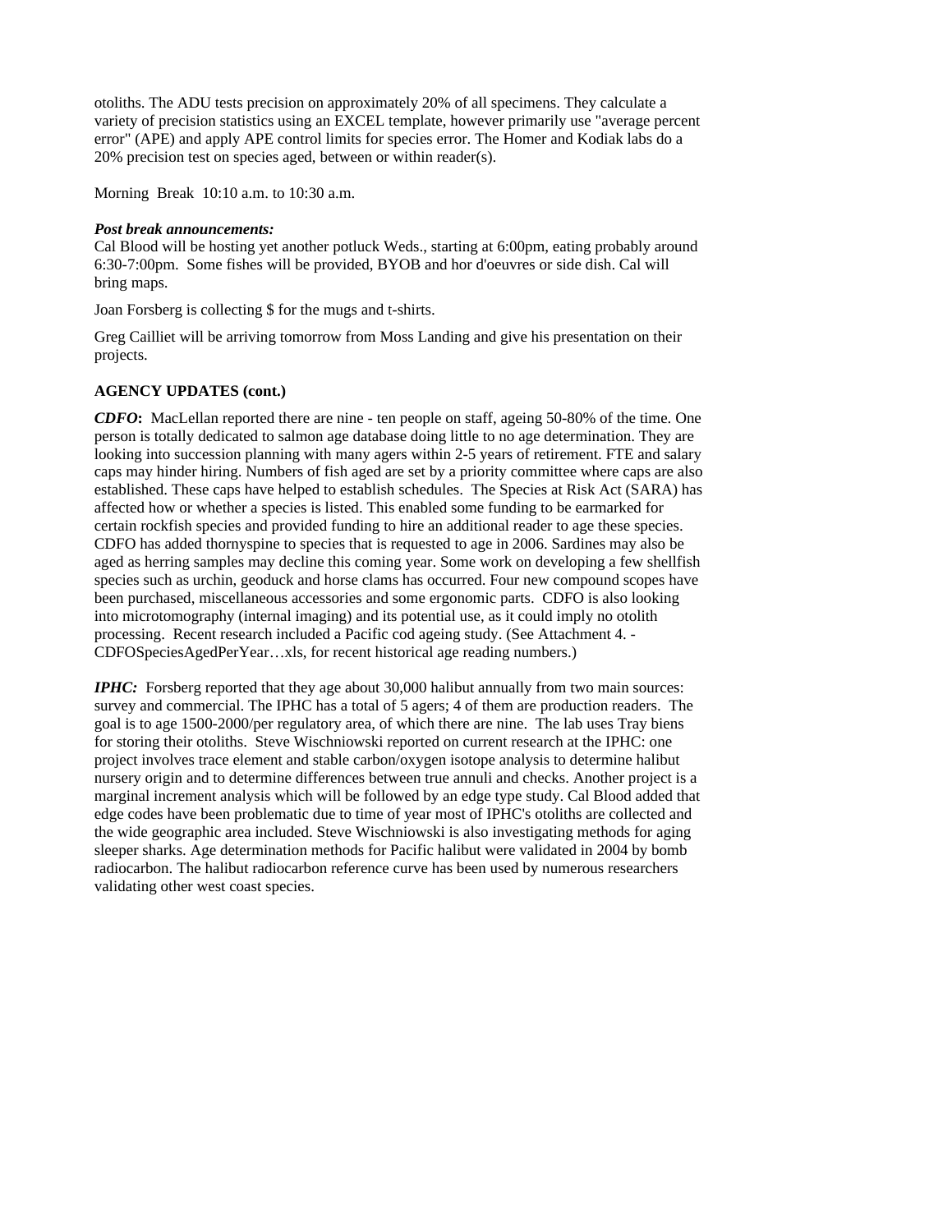otoliths. The ADU tests precision on approximately 20% of all specimens. They calculate a variety of precision statistics using an EXCEL template, however primarily use "average percent error" (APE) and apply APE control limits for species error. The Homer and Kodiak labs do a 20% precision test on species aged, between or within reader(s).

Morning Break 10:10 a.m. to 10:30 a.m.

***Post break announcements:***
Cal Blood will be hosting yet another potluck Weds., starting at 6:00pm, eating probably around 6:30-7:00pm. Some fishes will be provided, BYOB and hor d'oeuvres or side dish. Cal will bring maps.

Joan Forsberg is collecting $ for the mugs and t-shirts.

Greg Cailliet will be arriving tomorrow from Moss Landing and give his presentation on their projects.

**AGENCY UPDATES (cont.)**

***CDFO*:** MacLellan reported there are nine - ten people on staff, ageing 50-80% of the time. One person is totally dedicated to salmon age database doing little to no age determination. They are looking into succession planning with many agers within 2-5 years of retirement. FTE and salary caps may hinder hiring. Numbers of fish aged are set by a priority committee where caps are also established. These caps have helped to establish schedules. The Species at Risk Act (SARA) has affected how or whether a species is listed. This enabled some funding to be earmarked for certain rockfish species and provided funding to hire an additional reader to age these species. CDFO has added thornyspine to species that is requested to age in 2006. Sardines may also be aged as herring samples may decline this coming year. Some work on developing a few shellfish species such as urchin, geoduck and horse clams has occurred. Four new compound scopes have been purchased, miscellaneous accessories and some ergonomic parts. CDFO is also looking into microtomography (internal imaging) and its potential use, as it could imply no otolith processing. Recent research included a Pacific cod ageing study. (See Attachment 4. - CDFOSpeciesAgedPerYear…xls, for recent historical age reading numbers.)

***IPHC:*** Forsberg reported that they age about 30,000 halibut annually from two main sources: survey and commercial. The IPHC has a total of 5 agers; 4 of them are production readers. The goal is to age 1500-2000/per regulatory area, of which there are nine. The lab uses Tray biens for storing their otoliths. Steve Wischniowski reported on current research at the IPHC: one project involves trace element and stable carbon/oxygen isotope analysis to determine halibut nursery origin and to determine differences between true annuli and checks. Another project is a marginal increment analysis which will be followed by an edge type study. Cal Blood added that edge codes have been problematic due to time of year most of IPHC's otoliths are collected and the wide geographic area included. Steve Wischniowski is also investigating methods for aging sleeper sharks. Age determination methods for Pacific halibut were validated in 2004 by bomb radiocarbon. The halibut radiocarbon reference curve has been used by numerous researchers validating other west coast species.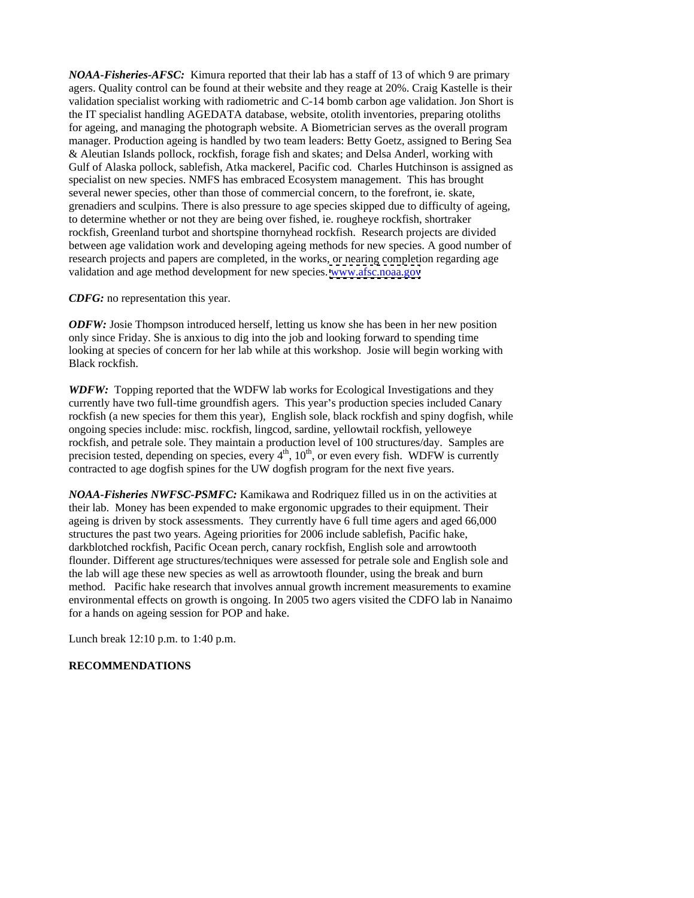***NOAA-Fisheries-AFSC:*** Kimura reported that their lab has a staff of 13 of which 9 are primary agers. Quality control can be found at their website and they reage at 20%. Craig Kastelle is their validation specialist working with radiometric and C-14 bomb carbon age validation. Jon Short is the IT specialist handling AGEDATA database, website, otolith inventories, preparing otoliths for ageing, and managing the photograph website. A Biometrician serves as the overall program manager. Production ageing is handled by two team leaders: Betty Goetz, assigned to Bering Sea & Aleutian Islands pollock, rockfish, forage fish and skates; and Delsa Anderl, working with Gulf of Alaska pollock, sablefish, Atka mackerel, Pacific cod. Charles Hutchinson is assigned as specialist on new species. NMFS has embraced Ecosystem management. This has brought several newer species, other than those of commercial concern, to the forefront, ie. skate, grenadiers and sculpins. There is also pressure to age species skipped due to difficulty of ageing, to determine whether or not they are being over fished, ie. rougheye rockfish, shortraker rockfish, Greenland turbot and shortspine thornyhead rockfish. Research projects are divided between age validation work and developing ageing methods for new species. A good number of research projects and papers are completed, in the works, or nearing completion regarding age validation and age method development for new species. www.afsc.noaa.gov

***CDFG:*** no representation this year.

***ODFW:*** Josie Thompson introduced herself, letting us know she has been in her new position only since Friday. She is anxious to dig into the job and looking forward to spending time looking at species of concern for her lab while at this workshop. Josie will begin working with Black rockfish.

***WDFW:*** Topping reported that the WDFW lab works for Ecological Investigations and they currently have two full-time groundfish agers. This year's production species included Canary rockfish (a new species for them this year), English sole, black rockfish and spiny dogfish, while ongoing species include: misc. rockfish, lingcod, sardine, yellowtail rockfish, yelloweye rockfish, and petrale sole. They maintain a production level of 100 structures/day. Samples are precision tested, depending on species, every 4th, 10th, or even every fish. WDFW is currently contracted to age dogfish spines for the UW dogfish program for the next five years.

***NOAA-Fisheries NWFSC-PSMFC:*** Kamikawa and Rodriquez filled us in on the activities at their lab. Money has been expended to make ergonomic upgrades to their equipment. Their ageing is driven by stock assessments. They currently have 6 full time agers and aged 66,000 structures the past two years. Ageing priorities for 2006 include sablefish, Pacific hake, darkblotched rockfish, Pacific Ocean perch, canary rockfish, English sole and arrowtooth flounder. Different age structures/techniques were assessed for petrale sole and English sole and the lab will age these new species as well as arrowtooth flounder, using the break and burn method. Pacific hake research that involves annual growth increment measurements to examine environmental effects on growth is ongoing. In 2005 two agers visited the CDFO lab in Nanaimo for a hands on ageing session for POP and hake.

Lunch break 12:10 p.m. to 1:40 p.m.

**RECOMMENDATIONS**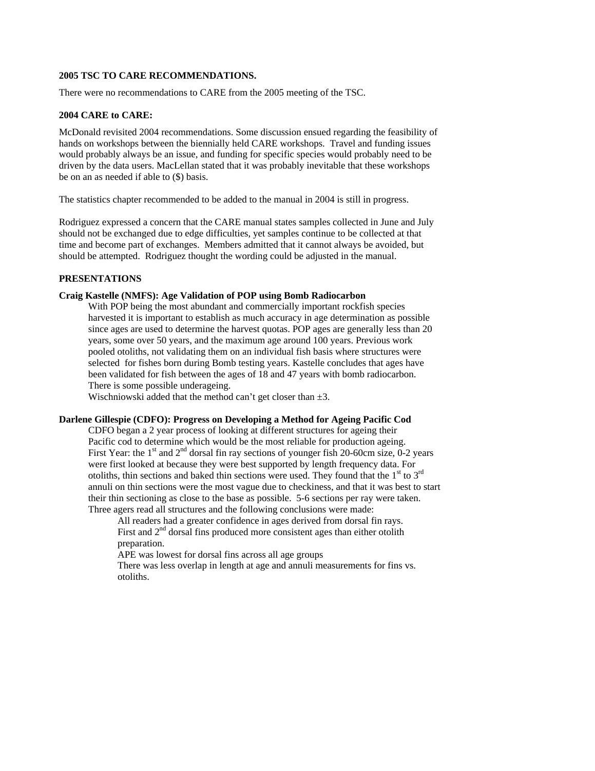**2005 TSC TO CARE RECOMMENDATIONS.**

There were no recommendations to CARE from the 2005 meeting of the TSC.

**2004 CARE to CARE:**

McDonald revisited 2004 recommendations. Some discussion ensued regarding the feasibility of hands on workshops between the biennially held CARE workshops. Travel and funding issues would probably always be an issue, and funding for specific species would probably need to be driven by the data users. MacLellan stated that it was probably inevitable that these workshops be on an as needed if able to ($) basis.

The statistics chapter recommended to be added to the manual in 2004 is still in progress.

Rodriguez expressed a concern that the CARE manual states samples collected in June and July should not be exchanged due to edge difficulties, yet samples continue to be collected at that time and become part of exchanges. Members admitted that it cannot always be avoided, but should be attempted. Rodriguez thought the wording could be adjusted in the manual.

**PRESENTATIONS**

**Craig Kastelle (NMFS): Age Validation of POP using Bomb Radiocarbon**

With POP being the most abundant and commercially important rockfish species harvested it is important to establish as much accuracy in age determination as possible since ages are used to determine the harvest quotas. POP ages are generally less than 20 years, some over 50 years, and the maximum age around 100 years. Previous work pooled otoliths, not validating them on an individual fish basis where structures were selected for fishes born during Bomb testing years. Kastelle concludes that ages have been validated for fish between the ages of 18 and 47 years with bomb radiocarbon. There is some possible underageing.

Wischniowski added that the method can't get closer than ±3.

**Darlene Gillespie (CDFO): Progress on Developing a Method for Ageing Pacific Cod**

CDFO began a 2 year process of looking at different structures for ageing their Pacific cod to determine which would be the most reliable for production ageing. First Year: the 1st and 2nd dorsal fin ray sections of younger fish 20-60cm size, 0-2 years were first looked at because they were best supported by length frequency data. For otoliths, thin sections and baked thin sections were used. They found that the 1st to 3rd annuli on thin sections were the most vague due to checkiness, and that it was best to start their thin sectioning as close to the base as possible. 5-6 sections per ray were taken. Three agers read all structures and the following conclusions were made:

- All readers had a greater confidence in ages derived from dorsal fin rays.
- First and 2nd dorsal fins produced more consistent ages than either otolith preparation.
- APE was lowest for dorsal fins across all age groups
- There was less overlap in length at age and annuli measurements for fins vs. otoliths.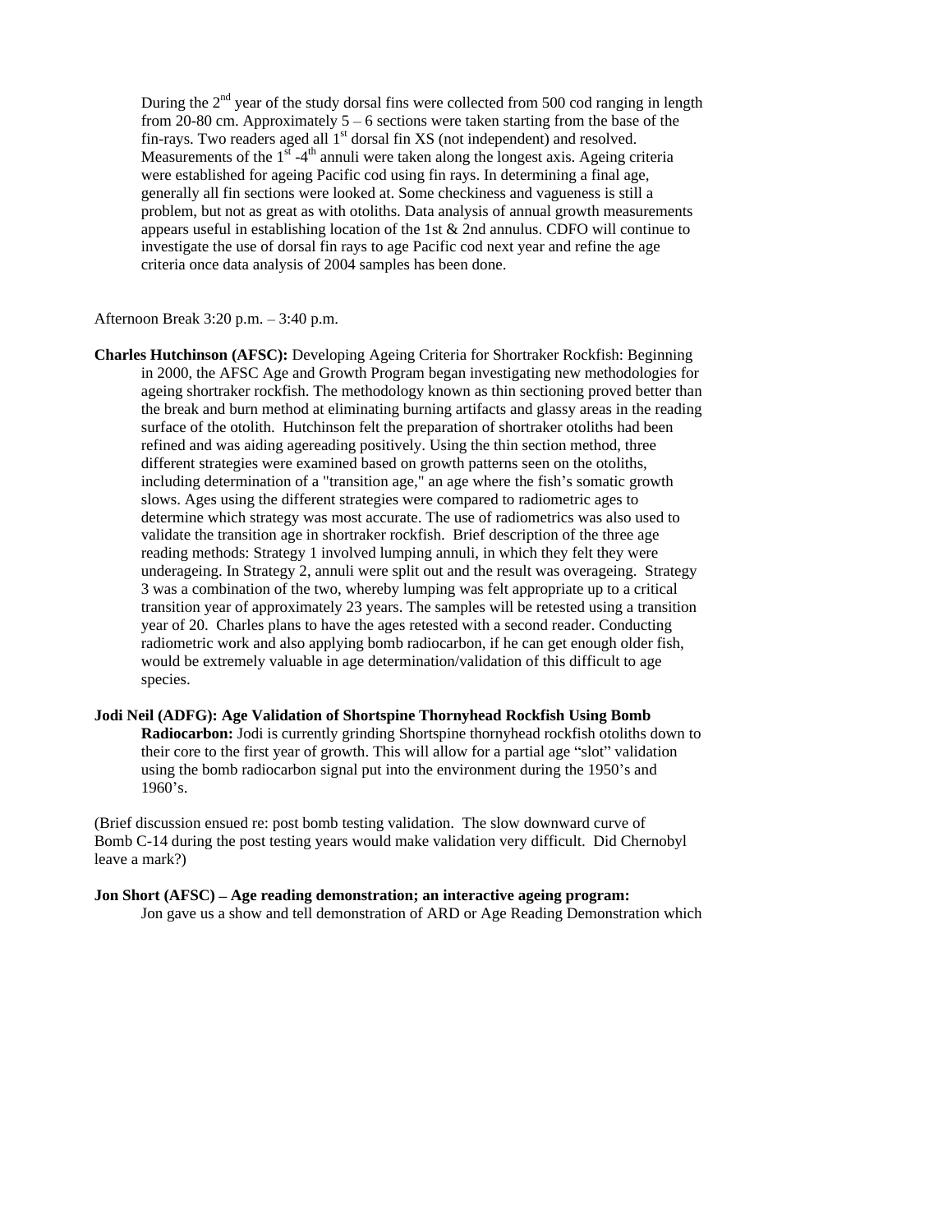During the 2nd year of the study dorsal fins were collected from 500 cod ranging in length from 20-80 cm. Approximately 5 – 6 sections were taken starting from the base of the fin-rays. Two readers aged all 1st dorsal fin XS (not independent) and resolved. Measurements of the 1st -4th annuli were taken along the longest axis. Ageing criteria were established for ageing Pacific cod using fin rays. In determining a final age, generally all fin sections were looked at. Some checkiness and vagueness is still a problem, but not as great as with otoliths. Data analysis of annual growth measurements appears useful in establishing location of the 1st & 2nd annulus. CDFO will continue to investigate the use of dorsal fin rays to age Pacific cod next year and refine the age criteria once data analysis of 2004 samples has been done.

Afternoon Break 3:20 p.m. – 3:40 p.m.

**Charles Hutchinson (AFSC):** Developing Ageing Criteria for Shortraker Rockfish: Beginning in 2000, the AFSC Age and Growth Program began investigating new methodologies for ageing shortraker rockfish. The methodology known as thin sectioning proved better than the break and burn method at eliminating burning artifacts and glassy areas in the reading surface of the otolith. Hutchinson felt the preparation of shortraker otoliths had been refined and was aiding agereading positively. Using the thin section method, three different strategies were examined based on growth patterns seen on the otoliths, including determination of a "transition age," an age where the fish's somatic growth slows. Ages using the different strategies were compared to radiometric ages to determine which strategy was most accurate. The use of radiometrics was also used to validate the transition age in shortraker rockfish. Brief description of the three age reading methods: Strategy 1 involved lumping annuli, in which they felt they were underageing. In Strategy 2, annuli were split out and the result was overageing. Strategy 3 was a combination of the two, whereby lumping was felt appropriate up to a critical transition year of approximately 23 years. The samples will be retested using a transition year of 20. Charles plans to have the ages retested with a second reader. Conducting radiometric work and also applying bomb radiocarbon, if he can get enough older fish, would be extremely valuable in age determination/validation of this difficult to age species.

**Jodi Neil (ADFG): Age Validation of Shortspine Thornyhead Rockfish Using Bomb Radiocarbon:** Jodi is currently grinding Shortspine thornyhead rockfish otoliths down to their core to the first year of growth. This will allow for a partial age "slot" validation using the bomb radiocarbon signal put into the environment during the 1950's and 1960's.

(Brief discussion ensued re: post bomb testing validation. The slow downward curve of Bomb C-14 during the post testing years would make validation very difficult. Did Chernobyl leave a mark?)

**Jon Short (AFSC) – Age reading demonstration; an interactive ageing program:** Jon gave us a show and tell demonstration of ARD or Age Reading Demonstration which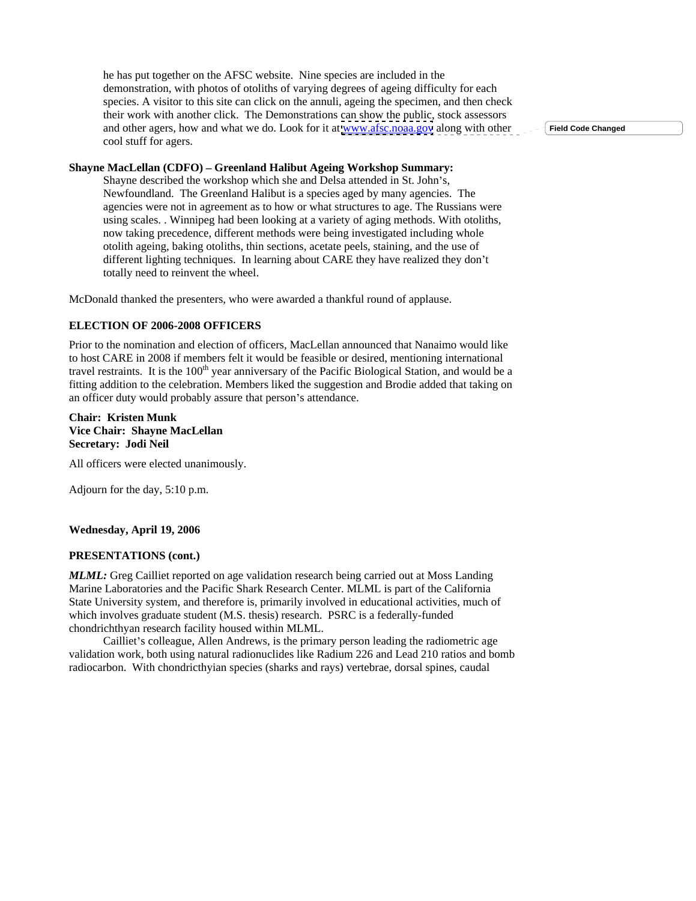he has put together on the AFSC website. Nine species are included in the demonstration, with photos of otoliths of varying degrees of ageing difficulty for each species. A visitor to this site can click on the annuli, ageing the specimen, and then check their work with another click. The Demonstrations can show the public, stock assessors and other agers, how and what we do. Look for it at www.afsc.noaa.gov along with other cool stuff for agers.

**Shayne MacLellan (CDFO) – Greenland Halibut Ageing Workshop Summary:**

Shayne described the workshop which she and Delsa attended in St. John's, Newfoundland. The Greenland Halibut is a species aged by many agencies. The agencies were not in agreement as to how or what structures to age. The Russians were using scales. . Winnipeg had been looking at a variety of aging methods. With otoliths, now taking precedence, different methods were being investigated including whole otolith ageing, baking otoliths, thin sections, acetate peels, staining, and the use of different lighting techniques. In learning about CARE they have realized they don't totally need to reinvent the wheel.

McDonald thanked the presenters, who were awarded a thankful round of applause.

**ELECTION OF 2006-2008 OFFICERS**

Prior to the nomination and election of officers, MacLellan announced that Nanaimo would like to host CARE in 2008 if members felt it would be feasible or desired, mentioning international travel restraints. It is the 100th year anniversary of the Pacific Biological Station, and would be a fitting addition to the celebration. Members liked the suggestion and Brodie added that taking on an officer duty would probably assure that person's attendance.

**Chair: Kristen Munk**
**Vice Chair: Shayne MacLellan**
**Secretary: Jodi Neil**

All officers were elected unanimously.

Adjourn for the day, 5:10 p.m.

**Wednesday, April 19, 2006**

**PRESENTATIONS (cont.)**

***MLML:*** Greg Cailliet reported on age validation research being carried out at Moss Landing Marine Laboratories and the Pacific Shark Research Center. MLML is part of the California State University system, and therefore is, primarily involved in educational activities, much of which involves graduate student (M.S. thesis) research. PSRC is a federally-funded chondrichthyan research facility housed within MLML.

Cailliet's colleague, Allen Andrews, is the primary person leading the radiometric age validation work, both using natural radionuclides like Radium 226 and Lead 210 ratios and bomb radiocarbon. With chondricthyian species (sharks and rays) vertebrae, dorsal spines, caudal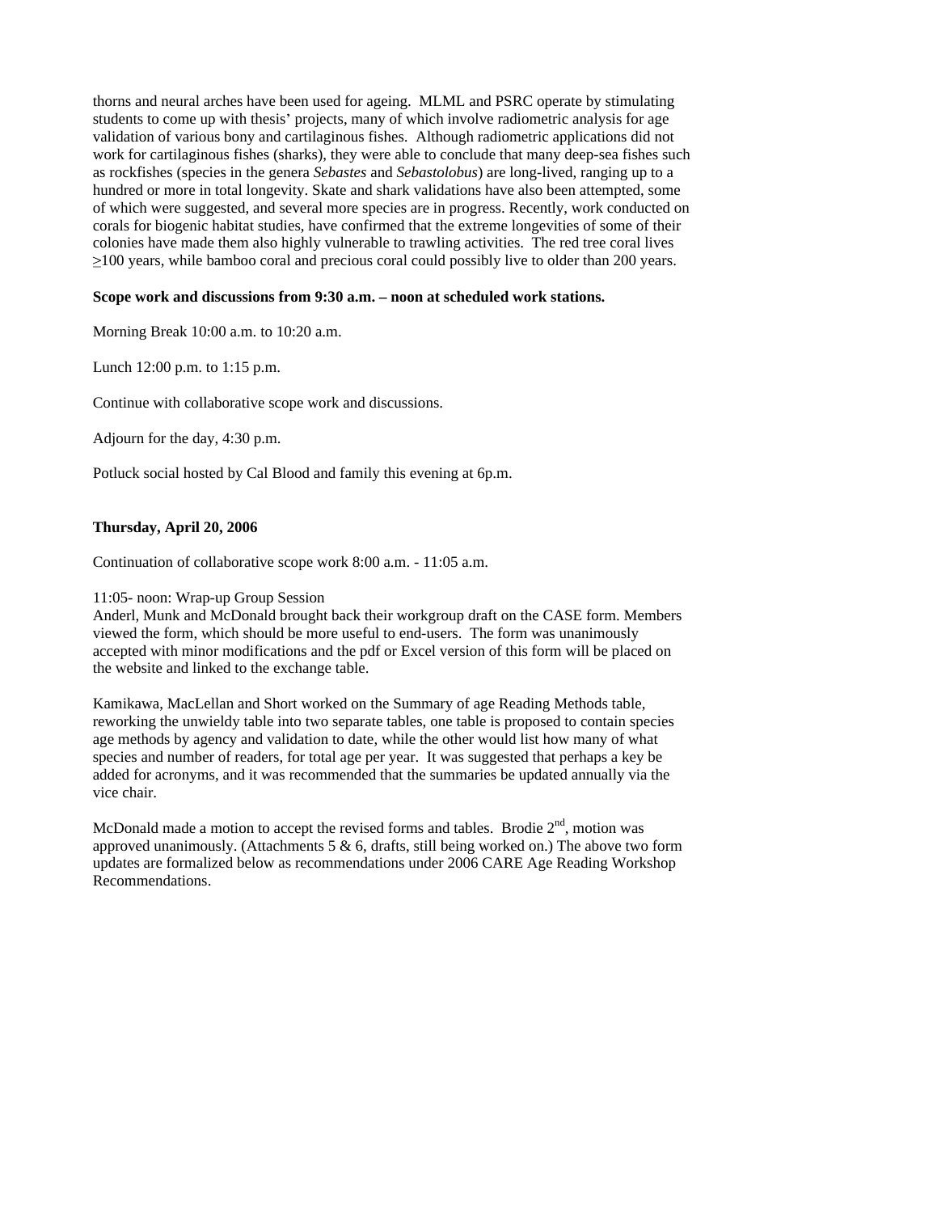thorns and neural arches have been used for ageing. MLML and PSRC operate by stimulating students to come up with thesis' projects, many of which involve radiometric analysis for age validation of various bony and cartilaginous fishes. Although radiometric applications did not work for cartilaginous fishes (sharks), they were able to conclude that many deep-sea fishes such as rockfishes (species in the genera *Sebastes* and *Sebastolobus*) are long-lived, ranging up to a hundred or more in total longevity. Skate and shark validations have also been attempted, some of which were suggested, and several more species are in progress. Recently, work conducted on corals for biogenic habitat studies, have confirmed that the extreme longevities of some of their colonies have made them also highly vulnerable to trawling activities. The red tree coral lives ≥100 years, while bamboo coral and precious coral could possibly live to older than 200 years.

**Scope work and discussions from 9:30 a.m. – noon at scheduled work stations.**

Morning Break 10:00 a.m. to 10:20 a.m.

Lunch 12:00 p.m. to 1:15 p.m.

Continue with collaborative scope work and discussions.

Adjourn for the day, 4:30 p.m.

Potluck social hosted by Cal Blood and family this evening at 6p.m.

**Thursday, April 20, 2006**

Continuation of collaborative scope work 8:00 a.m. - 11:05 a.m.

11:05- noon: Wrap-up Group Session
Anderl, Munk and McDonald brought back their workgroup draft on the CASE form. Members viewed the form, which should be more useful to end-users. The form was unanimously accepted with minor modifications and the pdf or Excel version of this form will be placed on the website and linked to the exchange table.

Kamikawa, MacLellan and Short worked on the Summary of age Reading Methods table, reworking the unwieldy table into two separate tables, one table is proposed to contain species age methods by agency and validation to date, while the other would list how many of what species and number of readers, for total age per year. It was suggested that perhaps a key be added for acronyms, and it was recommended that the summaries be updated annually via the vice chair.

McDonald made a motion to accept the revised forms and tables. Brodie 2nd, motion was approved unanimously. (Attachments 5 & 6, drafts, still being worked on.) The above two form updates are formalized below as recommendations under 2006 CARE Age Reading Workshop Recommendations.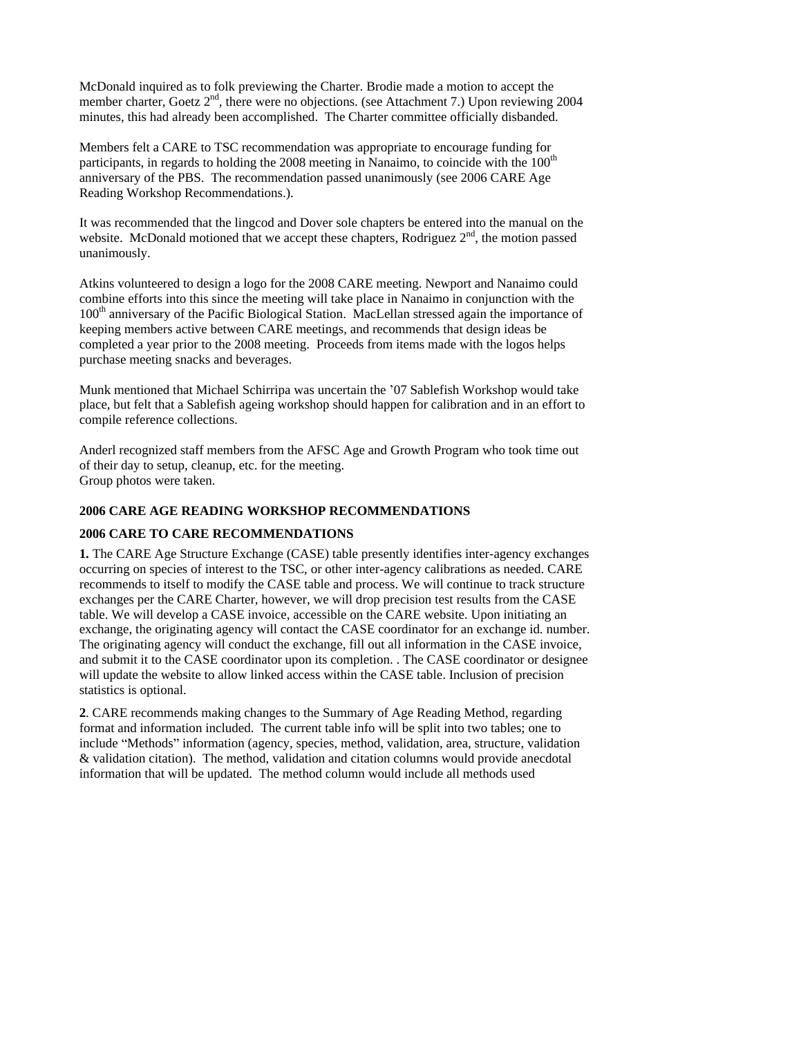McDonald inquired as to folk previewing the Charter. Brodie made a motion to accept the member charter, Goetz 2nd, there were no objections. (see Attachment 7.) Upon reviewing 2004 minutes, this had already been accomplished. The Charter committee officially disbanded.

Members felt a CARE to TSC recommendation was appropriate to encourage funding for participants, in regards to holding the 2008 meeting in Nanaimo, to coincide with the 100th anniversary of the PBS. The recommendation passed unanimously (see 2006 CARE Age Reading Workshop Recommendations.).

It was recommended that the lingcod and Dover sole chapters be entered into the manual on the website. McDonald motioned that we accept these chapters, Rodriguez 2nd, the motion passed unanimously.

Atkins volunteered to design a logo for the 2008 CARE meeting. Newport and Nanaimo could combine efforts into this since the meeting will take place in Nanaimo in conjunction with the 100th anniversary of the Pacific Biological Station. MacLellan stressed again the importance of keeping members active between CARE meetings, and recommends that design ideas be completed a year prior to the 2008 meeting. Proceeds from items made with the logos helps purchase meeting snacks and beverages.

Munk mentioned that Michael Schirripa was uncertain the '07 Sablefish Workshop would take place, but felt that a Sablefish ageing workshop should happen for calibration and in an effort to compile reference collections.

Anderl recognized staff members from the AFSC Age and Growth Program who took time out of their day to setup, cleanup, etc. for the meeting.
Group photos were taken.

**2006 CARE AGE READING WORKSHOP RECOMMENDATIONS**

**2006 CARE TO CARE RECOMMENDATIONS**

**1.** The CARE Age Structure Exchange (CASE) table presently identifies inter-agency exchanges occurring on species of interest to the TSC, or other inter-agency calibrations as needed. CARE recommends to itself to modify the CASE table and process. We will continue to track structure exchanges per the CARE Charter, however, we will drop precision test results from the CASE table. We will develop a CASE invoice, accessible on the CARE website. Upon initiating an exchange, the originating agency will contact the CASE coordinator for an exchange id. number. The originating agency will conduct the exchange, fill out all information in the CASE invoice, and submit it to the CASE coordinator upon its completion. . The CASE coordinator or designee will update the website to allow linked access within the CASE table. Inclusion of precision statistics is optional.

**2**. CARE recommends making changes to the Summary of Age Reading Method, regarding format and information included. The current table info will be split into two tables; one to include "Methods" information (agency, species, method, validation, area, structure, validation & validation citation). The method, validation and citation columns would provide anecdotal information that will be updated. The method column would include all methods used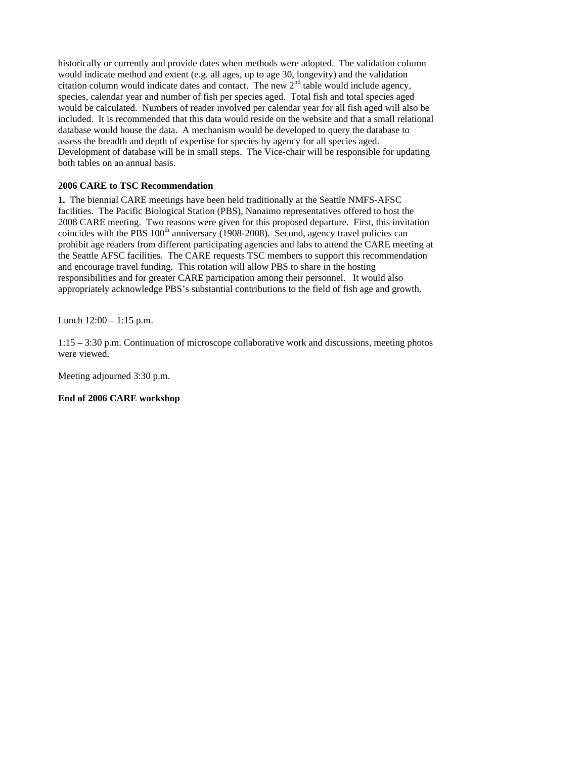historically or currently and provide dates when methods were adopted. The validation column would indicate method and extent (e.g. all ages, up to age 30, longevity) and the validation citation column would indicate dates and contact. The new 2nd table would include agency, species, calendar year and number of fish per species aged. Total fish and total species aged would be calculated. Numbers of reader involved per calendar year for all fish aged will also be included. It is recommended that this data would reside on the website and that a small relational database would house the data. A mechanism would be developed to query the database to assess the breadth and depth of expertise for species by agency for all species aged. Development of database will be in small steps. The Vice-chair will be responsible for updating both tables on an annual basis.

**2006 CARE to TSC Recommendation**

**1.** The biennial CARE meetings have been held traditionally at the Seattle NMFS-AFSC facilities. The Pacific Biological Station (PBS), Nanaimo representatives offered to host the 2008 CARE meeting. Two reasons were given for this proposed departure. First, this invitation coincides with the PBS 100th anniversary (1908-2008). Second, agency travel policies can prohibit age readers from different participating agencies and labs to attend the CARE meeting at the Seattle AFSC facilities. The CARE requests TSC members to support this recommendation and encourage travel funding. This rotation will allow PBS to share in the hosting responsibilities and for greater CARE participation among their personnel. It would also appropriately acknowledge PBS's substantial contributions to the field of fish age and growth.

Lunch 12:00 – 1:15 p.m.

1:15 – 3:30 p.m. Continuation of microscope collaborative work and discussions, meeting photos were viewed.

Meeting adjourned 3:30 p.m.

**End of 2006 CARE workshop**